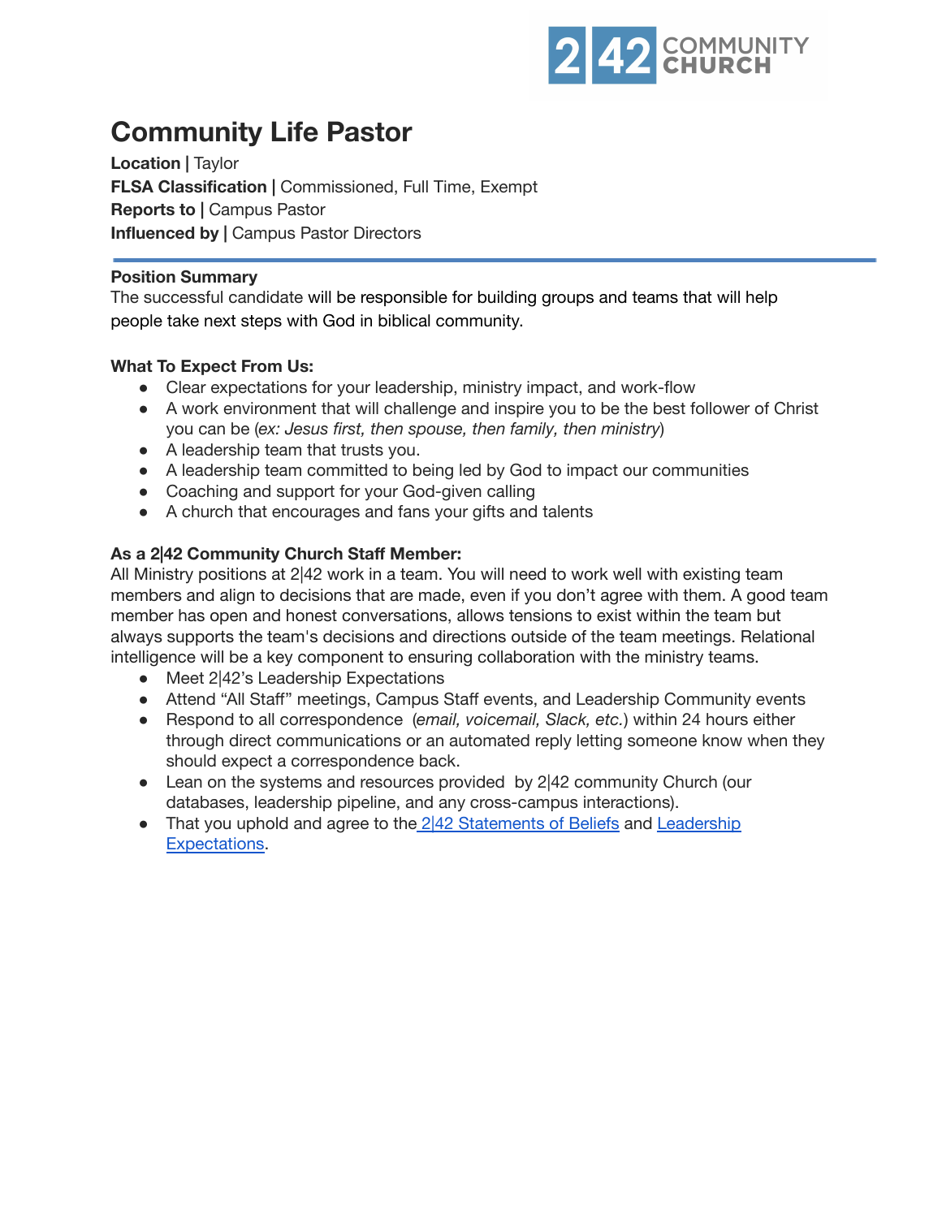2|42 COMMUNITY CHURCH

# Community Life Pastor

**Location |** Taylor
**FLSA Classification |** Commissioned, Full Time, Exempt
**Reports to |** Campus Pastor
**Influenced by |** Campus Pastor Directors

---

**Position Summary**
The successful candidate will be responsible for building groups and teams that will help people take next steps with God in biblical community.

**What To Expect From Us:**

- Clear expectations for your leadership, ministry impact, and work-flow
- A work environment that will challenge and inspire you to be the best follower of Christ you can be (*ex: Jesus first, then spouse, then family, then ministry*)
- A leadership team that trusts you.
- A leadership team committed to being led by God to impact our communities
- Coaching and support for your God-given calling
- A church that encourages and fans your gifts and talents

**As a 2|42 Community Church Staff Member:**
All Ministry positions at 2|42 work in a team. You will need to work well with existing team members and align to decisions that are made, even if you don't agree with them. A good team member has open and honest conversations, allows tensions to exist within the team but always supports the team's decisions and directions outside of the team meetings. Relational intelligence will be a key component to ensuring collaboration with the ministry teams.

- Meet 2|42's Leadership Expectations
- Attend "All Staff" meetings, Campus Staff events, and Leadership Community events
- Respond to all correspondence (*email, voicemail, Slack, etc.*) within 24 hours either through direct communications or an automated reply letting someone know when they should expect a correspondence back.
- Lean on the systems and resources provided by 2|42 community Church (our databases, leadership pipeline, and any cross-campus interactions).
- That you uphold and agree to the 2|42 Statements of Beliefs and Leadership Expectations.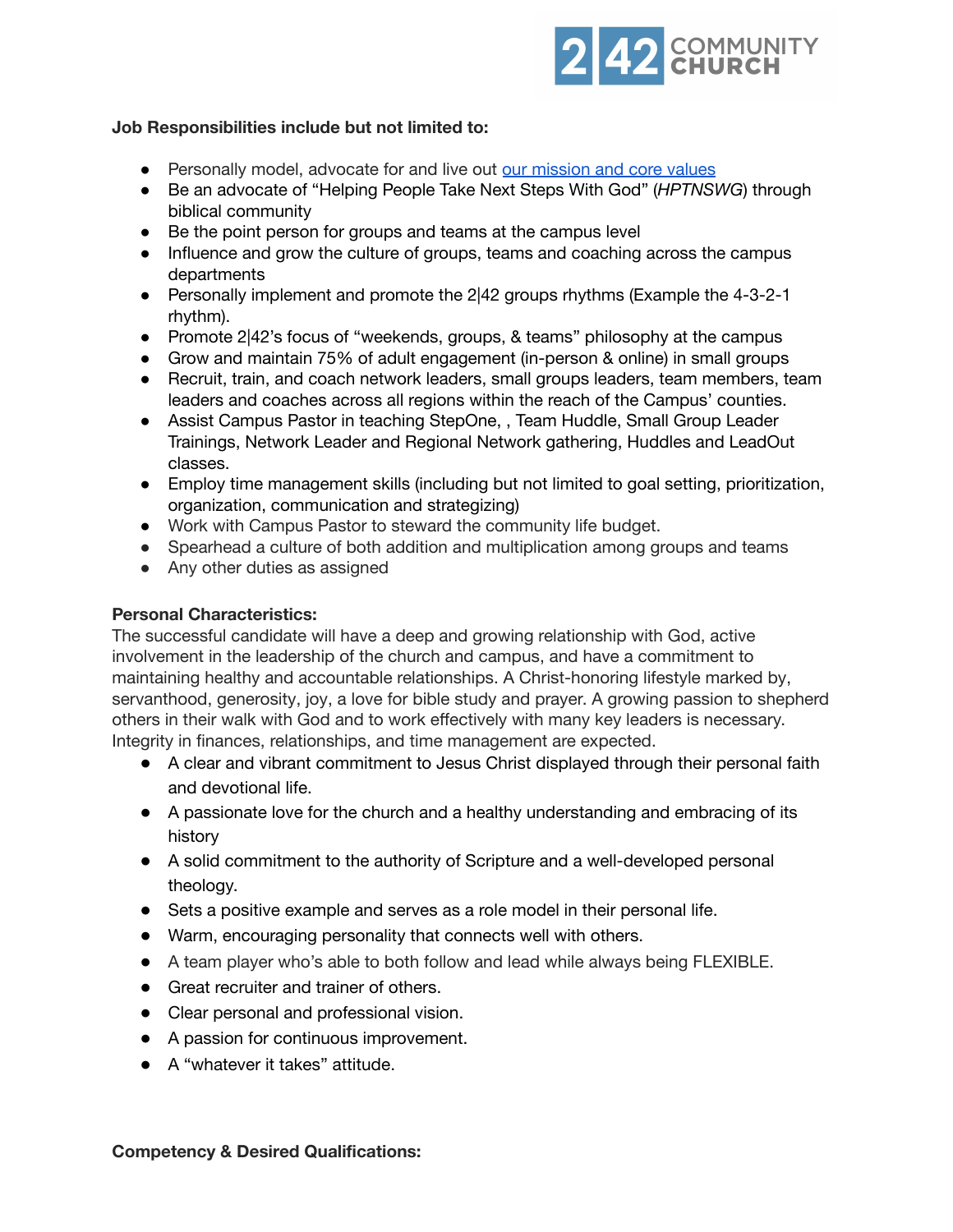**Job Responsibilities include but not limited to:**

- Personally model, advocate for and live out [our mission and core values]
- Be an advocate of "Helping People Take Next Steps With God" (*HPTNSWG*) through biblical community
- Be the point person for groups and teams at the campus level
- Influence and grow the culture of groups, teams and coaching across the campus departments
- Personally implement and promote the 2|42 groups rhythms (Example the 4-3-2-1 rhythm).
- Promote 2|42's focus of "weekends, groups, & teams" philosophy at the campus
- Grow and maintain 75% of adult engagement (in-person & online) in small groups
- Recruit, train, and coach network leaders, small groups leaders, team members, team leaders and coaches across all regions within the reach of the Campus' counties.
- Assist Campus Pastor in teaching StepOne, , Team Huddle, Small Group Leader Trainings, Network Leader and Regional Network gathering, Huddles and LeadOut classes.
- Employ time management skills (including but not limited to goal setting, prioritization, organization, communication and strategizing)
- Work with Campus Pastor to steward the community life budget.
- Spearhead a culture of both addition and multiplication among groups and teams
- Any other duties as assigned

**Personal Characteristics:**

The successful candidate will have a deep and growing relationship with God, active involvement in the leadership of the church and campus, and have a commitment to maintaining healthy and accountable relationships. A Christ-honoring lifestyle marked by, servanthood, generosity, joy, a love for bible study and prayer. A growing passion to shepherd others in their walk with God and to work effectively with many key leaders is necessary. Integrity in finances, relationships, and time management are expected.

- A clear and vibrant commitment to Jesus Christ displayed through their personal faith and devotional life.
- A passionate love for the church and a healthy understanding and embracing of its history
- A solid commitment to the authority of Scripture and a well-developed personal theology.
- Sets a positive example and serves as a role model in their personal life.
- Warm, encouraging personality that connects well with others.
- A team player who's able to both follow and lead while always being FLEXIBLE.
- Great recruiter and trainer of others.
- Clear personal and professional vision.
- A passion for continuous improvement.
- A "whatever it takes" attitude.

**Competency & Desired Qualifications:**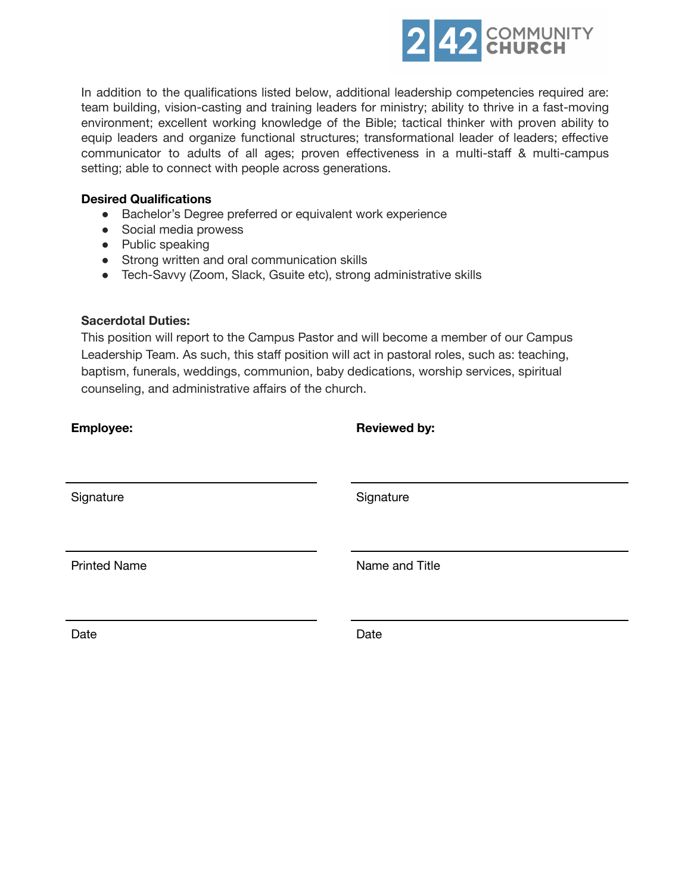In addition to the qualifications listed below, additional leadership competencies required are: team building, vision-casting and training leaders for ministry; ability to thrive in a fast-moving environment; excellent working knowledge of the Bible; tactical thinker with proven ability to equip leaders and organize functional structures; transformational leader of leaders; effective communicator to adults of all ages; proven effectiveness in a multi-staff & multi-campus setting; able to connect with people across generations.

**Desired Qualifications**

- Bachelor's Degree preferred or equivalent work experience
- Social media prowess
- Public speaking
- Strong written and oral communication skills
- Tech-Savvy (Zoom, Slack, Gsuite etc), strong administrative skills

**Sacerdotal Duties:**

This position will report to the Campus Pastor and will become a member of our Campus Leadership Team. As such, this staff position will act in pastoral roles, such as: teaching, baptism, funerals, weddings, communion, baby dedications, worship services, spiritual counseling, and administrative affairs of the church.

**Employee:**

Signature

Printed Name

Date

**Reviewed by:**

Signature

Name and Title

Date